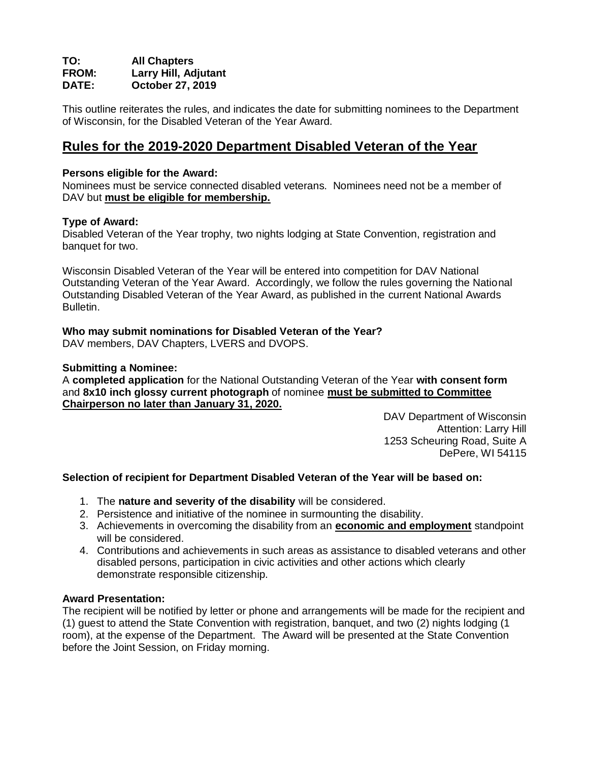**TO:** **All Chapters**
**FROM:** **Larry Hill, Adjutant**
**DATE:** **October 27, 2019**

This outline reiterates the rules, and indicates the date for submitting nominees to the Department of Wisconsin, for the Disabled Veteran of the Year Award.

## Rules for the 2019-2020 Department Disabled Veteran of the Year

**Persons eligible for the Award:**
Nominees must be service connected disabled veterans. Nominees need not be a member of DAV but **must be eligible for membership.**

**Type of Award:**
Disabled Veteran of the Year trophy, two nights lodging at State Convention, registration and banquet for two.

Wisconsin Disabled Veteran of the Year will be entered into competition for DAV National Outstanding Veteran of the Year Award. Accordingly, we follow the rules governing the National Outstanding Disabled Veteran of the Year Award, as published in the current National Awards Bulletin.

**Who may submit nominations for Disabled Veteran of the Year?**
DAV members, DAV Chapters, LVERS and DVOPS.

**Submitting a Nominee:**
A **completed application** for the National Outstanding Veteran of the Year **with consent form** and **8x10 inch glossy current photograph** of nominee **must be submitted to Committee Chairperson no later than January 31, 2020.**

DAV Department of Wisconsin
Attention: Larry Hill
1253 Scheuring Road, Suite A
DePere, WI 54115

**Selection of recipient for Department Disabled Veteran of the Year will be based on:**

1. The **nature and severity of the disability** will be considered.
2. Persistence and initiative of the nominee in surmounting the disability.
3. Achievements in overcoming the disability from an **economic and employment** standpoint will be considered.
4. Contributions and achievements in such areas as assistance to disabled veterans and other disabled persons, participation in civic activities and other actions which clearly demonstrate responsible citizenship.

**Award Presentation:**
The recipient will be notified by letter or phone and arrangements will be made for the recipient and (1) guest to attend the State Convention with registration, banquet, and two (2) nights lodging (1 room), at the expense of the Department. The Award will be presented at the State Convention before the Joint Session, on Friday morning.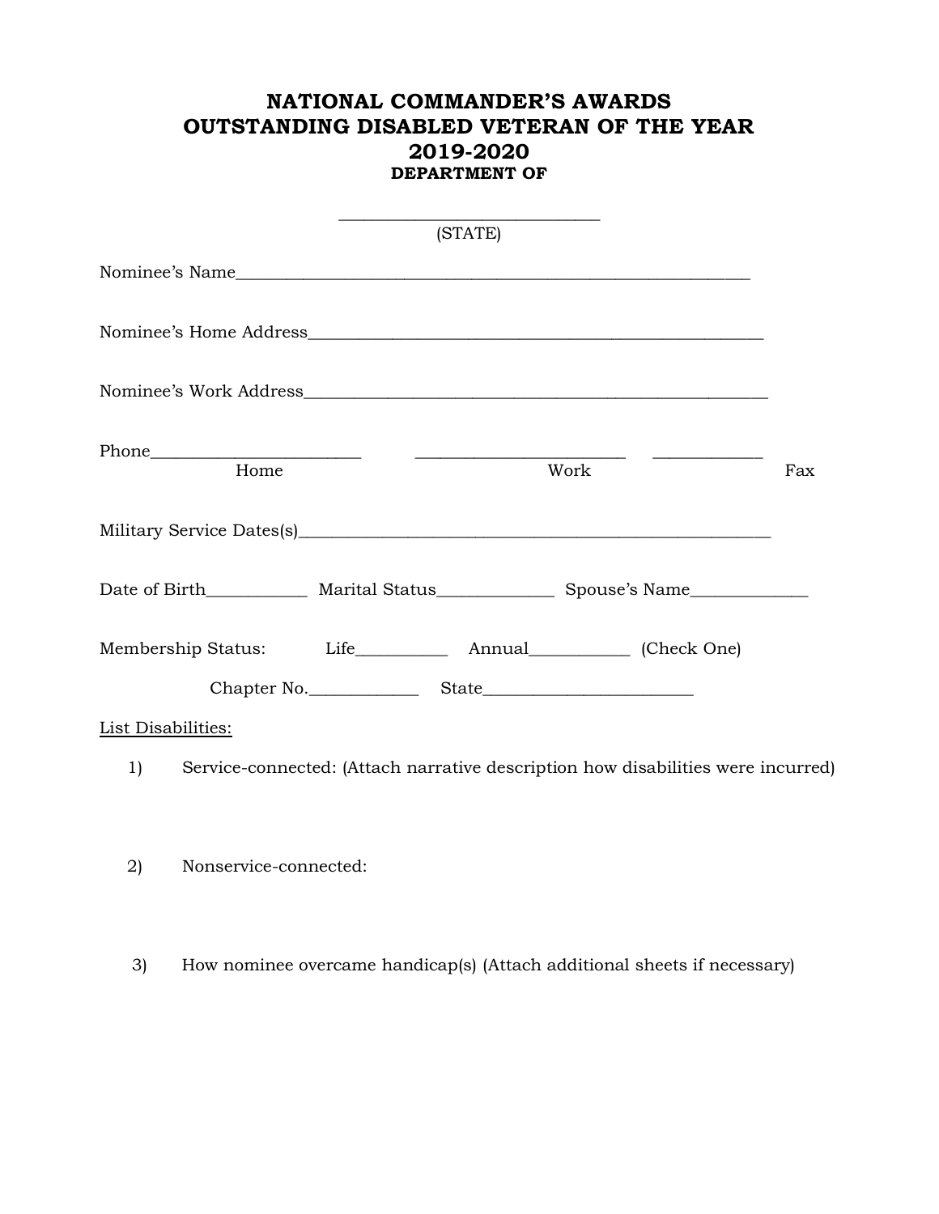# NATIONAL COMMANDER'S AWARDS
# OUTSTANDING DISABLED VETERAN OF THE YEAR
# 2019-2020
**DEPARTMENT OF**

______________________________
(STATE)

Nominee's Name___________________________________________________________

Nominee's Home Address____________________________________________________

Nominee's Work Address____________________________________________________

Phone________________________ ________________________ ____________
Home Work Fax

Military Service Dates(s)_____________________________________________________

Date of Birth___________ Marital Status_____________ Spouse's Name_____________

Membership Status: Life__________ Annual___________ (Check One)

Chapter No.____________ State________________________

List Disabilities:

1) Service-connected: (Attach narrative description how disabilities were incurred)

2) Nonservice-connected:

3) How nominee overcame handicap(s) (Attach additional sheets if necessary)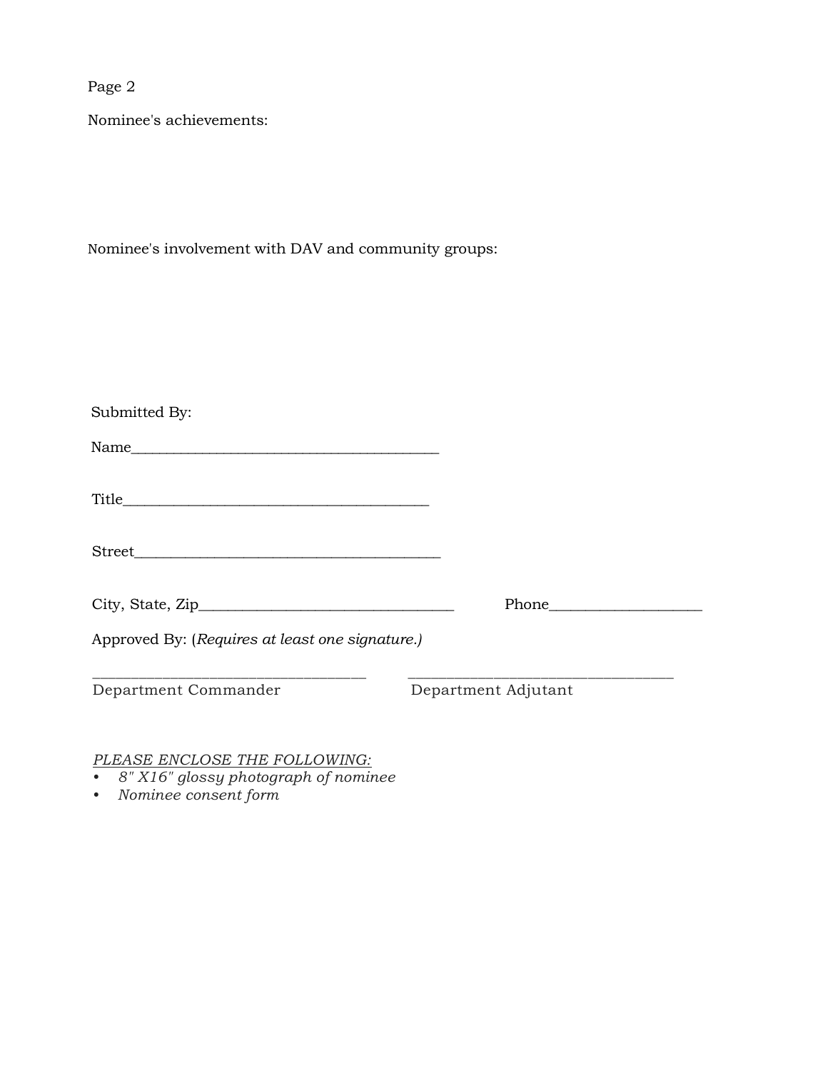Page 2

Nominee's achievements:

Nominee's involvement with DAV and community groups:

Submitted By:

Name__________________________________________

Title__________________________________________

Street__________________________________________

City, State, Zip__________________________________ Phone____________________

Approved By: (*Requires at least one signature.)*

___________________________________ ___________________________________

Department Commander Department Adjutant

*PLEASE ENCLOSE THE FOLLOWING:*

- *8" X16" glossy photograph of nominee*
- *Nominee consent form*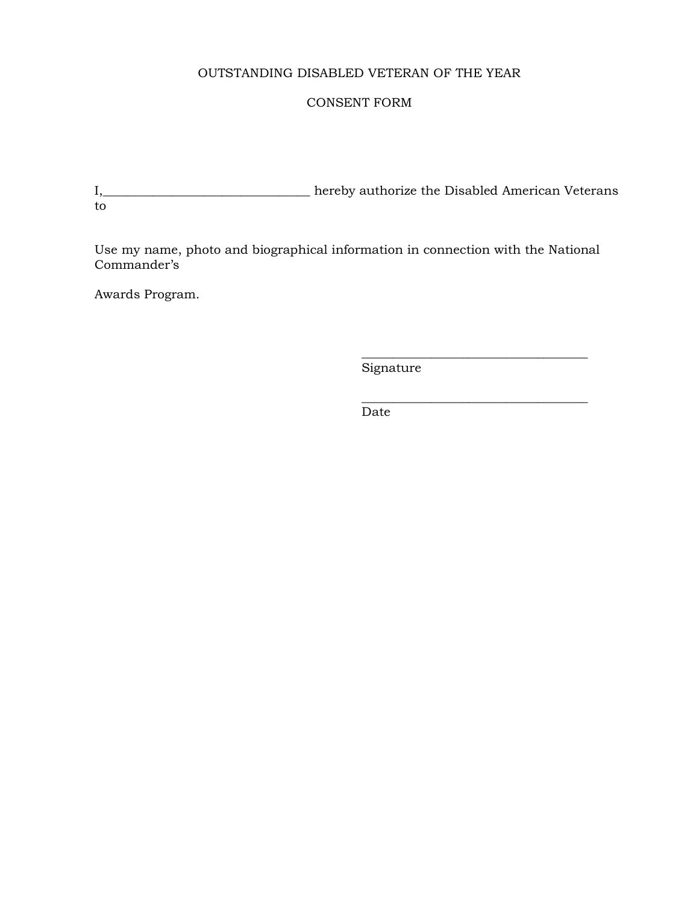OUTSTANDING DISABLED VETERAN OF THE YEAR

CONSENT FORM

I,________________________________ hereby authorize the Disabled American Veterans to

Use my name, photo and biographical information in connection with the National Commander's

Awards Program.

___________________________________
Signature

___________________________________
Date